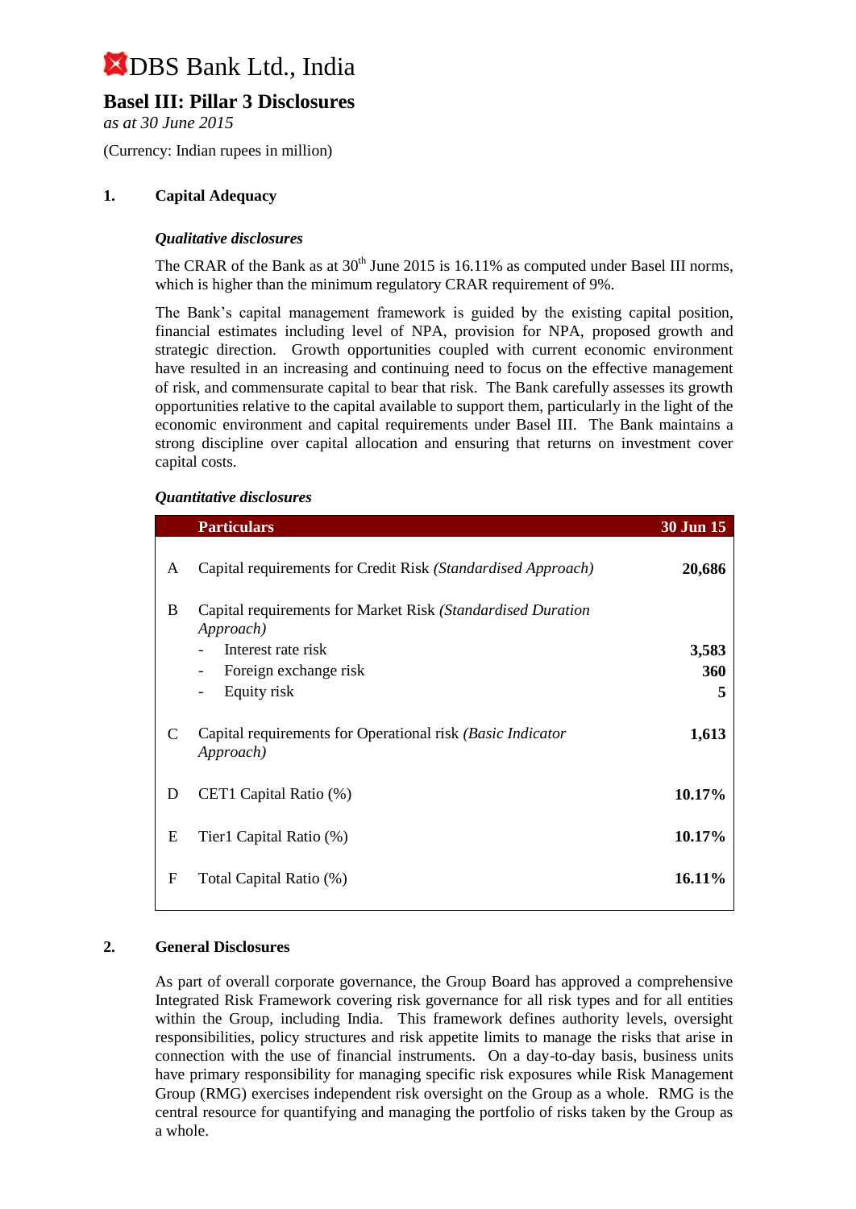# DBS Bank Ltd., India

## Basel III: Pillar 3 Disclosures

*as at 30 June 2015*

(Currency: Indian rupees in million)

### 1. Capital Adequacy

***Qualitative disclosures***

The CRAR of the Bank as at 30th June 2015 is 16.11% as computed under Basel III norms, which is higher than the minimum regulatory CRAR requirement of 9%.

The Bank's capital management framework is guided by the existing capital position, financial estimates including level of NPA, provision for NPA, proposed growth and strategic direction. Growth opportunities coupled with current economic environment have resulted in an increasing and continuing need to focus on the effective management of risk, and commensurate capital to bear that risk. The Bank carefully assesses its growth opportunities relative to the capital available to support them, particularly in the light of the economic environment and capital requirements under Basel III. The Bank maintains a strong discipline over capital allocation and ensuring that returns on investment cover capital costs.

***Quantitative disclosures***

| | Particulars | 30 Jun 15 |
|---|---|---|
| A | Capital requirements for Credit Risk *(Standardised Approach)* | **20,686** |
| B | Capital requirements for Market Risk *(Standardised Duration Approach)* | |
| | - Interest rate risk | **3,583** |
| | - Foreign exchange risk | **360** |
| | - Equity risk | **5** |
| C | Capital requirements for Operational risk *(Basic Indicator Approach)* | **1,613** |
| D | CET1 Capital Ratio (%) | **10.17%** |
| E | Tier1 Capital Ratio (%) | **10.17%** |
| F | Total Capital Ratio (%) | **16.11%** |

### 2. General Disclosures

As part of overall corporate governance, the Group Board has approved a comprehensive Integrated Risk Framework covering risk governance for all risk types and for all entities within the Group, including India. This framework defines authority levels, oversight responsibilities, policy structures and risk appetite limits to manage the risks that arise in connection with the use of financial instruments. On a day-to-day basis, business units have primary responsibility for managing specific risk exposures while Risk Management Group (RMG) exercises independent risk oversight on the Group as a whole. RMG is the central resource for quantifying and managing the portfolio of risks taken by the Group as a whole.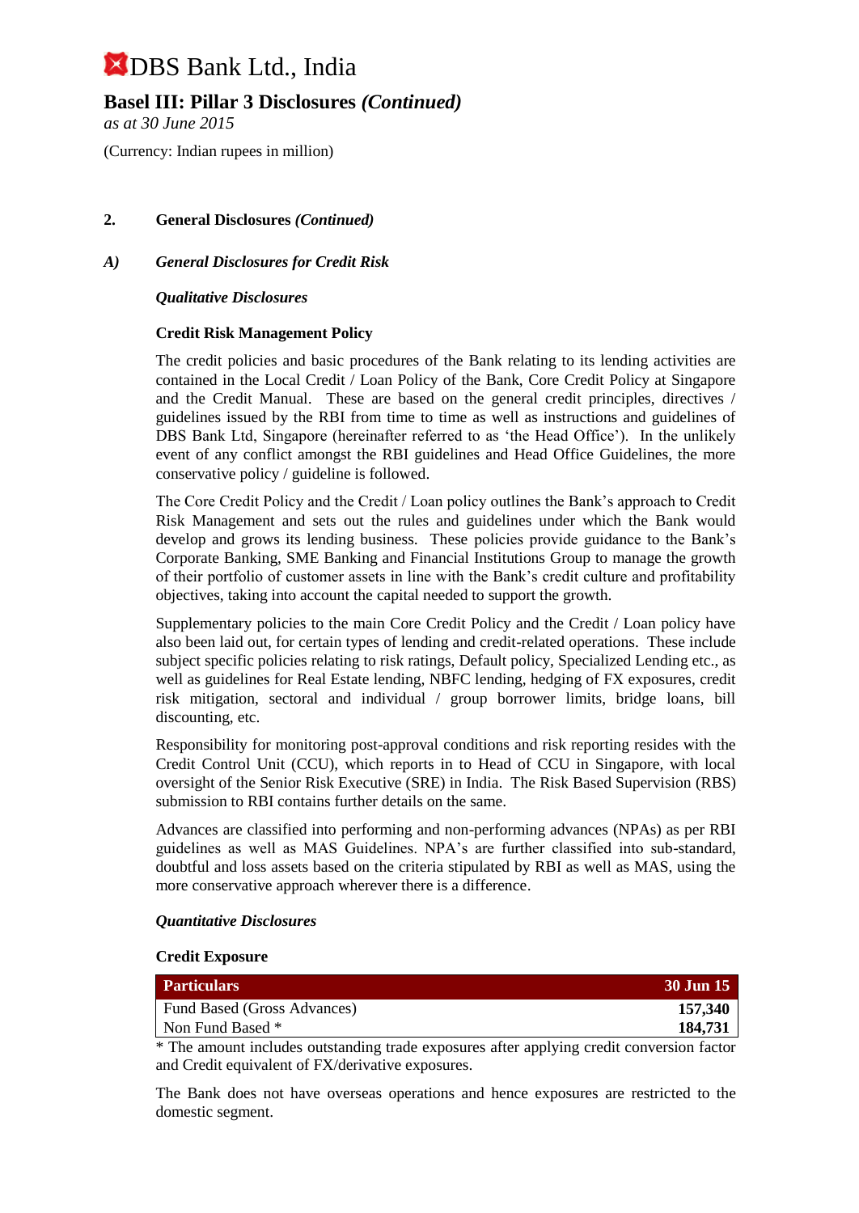## 2. General Disclosures *(Continued)*

### *A) General Disclosures for Credit Risk*

***Qualitative Disclosures***

**Credit Risk Management Policy**

The credit policies and basic procedures of the Bank relating to its lending activities are contained in the Local Credit / Loan Policy of the Bank, Core Credit Policy at Singapore and the Credit Manual. These are based on the general credit principles, directives / guidelines issued by the RBI from time to time as well as instructions and guidelines of DBS Bank Ltd, Singapore (hereinafter referred to as 'the Head Office'). In the unlikely event of any conflict amongst the RBI guidelines and Head Office Guidelines, the more conservative policy / guideline is followed.

The Core Credit Policy and the Credit / Loan policy outlines the Bank's approach to Credit Risk Management and sets out the rules and guidelines under which the Bank would develop and grows its lending business. These policies provide guidance to the Bank's Corporate Banking, SME Banking and Financial Institutions Group to manage the growth of their portfolio of customer assets in line with the Bank's credit culture and profitability objectives, taking into account the capital needed to support the growth.

Supplementary policies to the main Core Credit Policy and the Credit / Loan policy have also been laid out, for certain types of lending and credit-related operations. These include subject specific policies relating to risk ratings, Default policy, Specialized Lending etc., as well as guidelines for Real Estate lending, NBFC lending, hedging of FX exposures, credit risk mitigation, sectoral and individual / group borrower limits, bridge loans, bill discounting, etc.

Responsibility for monitoring post-approval conditions and risk reporting resides with the Credit Control Unit (CCU), which reports in to Head of CCU in Singapore, with local oversight of the Senior Risk Executive (SRE) in India. The Risk Based Supervision (RBS) submission to RBI contains further details on the same.

Advances are classified into performing and non-performing advances (NPAs) as per RBI guidelines as well as MAS Guidelines. NPA's are further classified into sub-standard, doubtful and loss assets based on the criteria stipulated by RBI as well as MAS, using the more conservative approach wherever there is a difference.

***Quantitative Disclosures***

**Credit Exposure**

| Particulars | 30 Jun 15 |
|---|---|
| Fund Based (Gross Advances) | **157,340** |
| Non Fund Based * | **184,731** |

* The amount includes outstanding trade exposures after applying credit conversion factor and Credit equivalent of FX/derivative exposures.

The Bank does not have overseas operations and hence exposures are restricted to the domestic segment.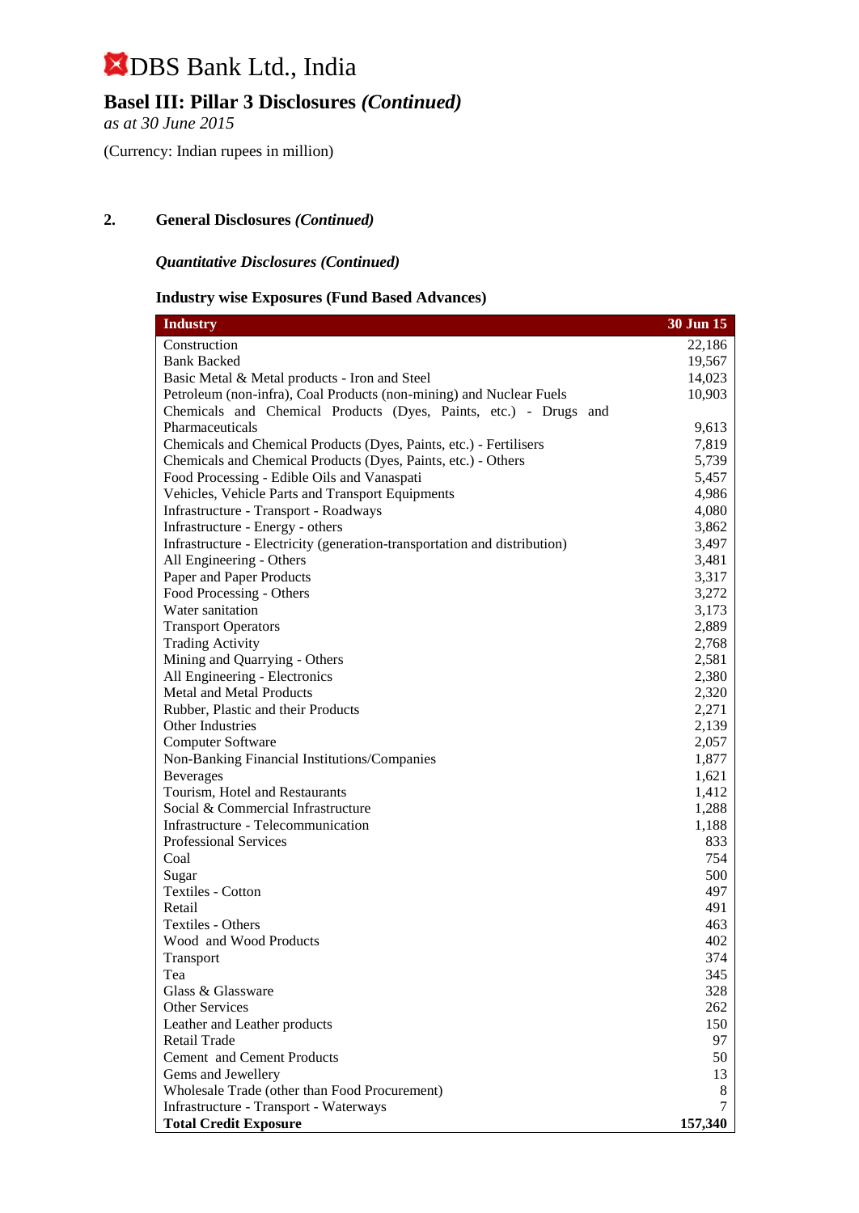# DBS Bank Ltd., India

## Basel III: Pillar 3 Disclosures *(Continued)*

*as at 30 June 2015*

(Currency: Indian rupees in million)

### 2. General Disclosures *(Continued)*

***Quantitative Disclosures (Continued)***

**Industry wise Exposures (Fund Based Advances)**

| Industry | 30 Jun 15 |
|---|---|
| Construction | 22,186 |
| Bank Backed | 19,567 |
| Basic Metal & Metal products - Iron and Steel | 14,023 |
| Petroleum (non-infra), Coal Products (non-mining) and Nuclear Fuels | 10,903 |
| Chemicals and Chemical Products (Dyes, Paints, etc.) - Drugs and Pharmaceuticals | 9,613 |
| Chemicals and Chemical Products (Dyes, Paints, etc.) - Fertilisers | 7,819 |
| Chemicals and Chemical Products (Dyes, Paints, etc.) - Others | 5,739 |
| Food Processing - Edible Oils and Vanaspati | 5,457 |
| Vehicles, Vehicle Parts and Transport Equipments | 4,986 |
| Infrastructure - Transport - Roadways | 4,080 |
| Infrastructure - Energy - others | 3,862 |
| Infrastructure - Electricity (generation-transportation and distribution) | 3,497 |
| All Engineering - Others | 3,481 |
| Paper and Paper Products | 3,317 |
| Food Processing - Others | 3,272 |
| Water sanitation | 3,173 |
| Transport Operators | 2,889 |
| Trading Activity | 2,768 |
| Mining and Quarrying - Others | 2,581 |
| All Engineering - Electronics | 2,380 |
| Metal and Metal Products | 2,320 |
| Rubber, Plastic and their Products | 2,271 |
| Other Industries | 2,139 |
| Computer Software | 2,057 |
| Non-Banking Financial Institutions/Companies | 1,877 |
| Beverages | 1,621 |
| Tourism, Hotel and Restaurants | 1,412 |
| Social & Commercial Infrastructure | 1,288 |
| Infrastructure - Telecommunication | 1,188 |
| Professional Services | 833 |
| Coal | 754 |
| Sugar | 500 |
| Textiles - Cotton | 497 |
| Retail | 491 |
| Textiles - Others | 463 |
| Wood and Wood Products | 402 |
| Transport | 374 |
| Tea | 345 |
| Glass & Glassware | 328 |
| Other Services | 262 |
| Leather and Leather products | 150 |
| Retail Trade | 97 |
| Cement and Cement Products | 50 |
| Gems and Jewellery | 13 |
| Wholesale Trade (other than Food Procurement) | 8 |
| Infrastructure - Transport - Waterways | 7 |
| **Total Credit Exposure** | **157,340** |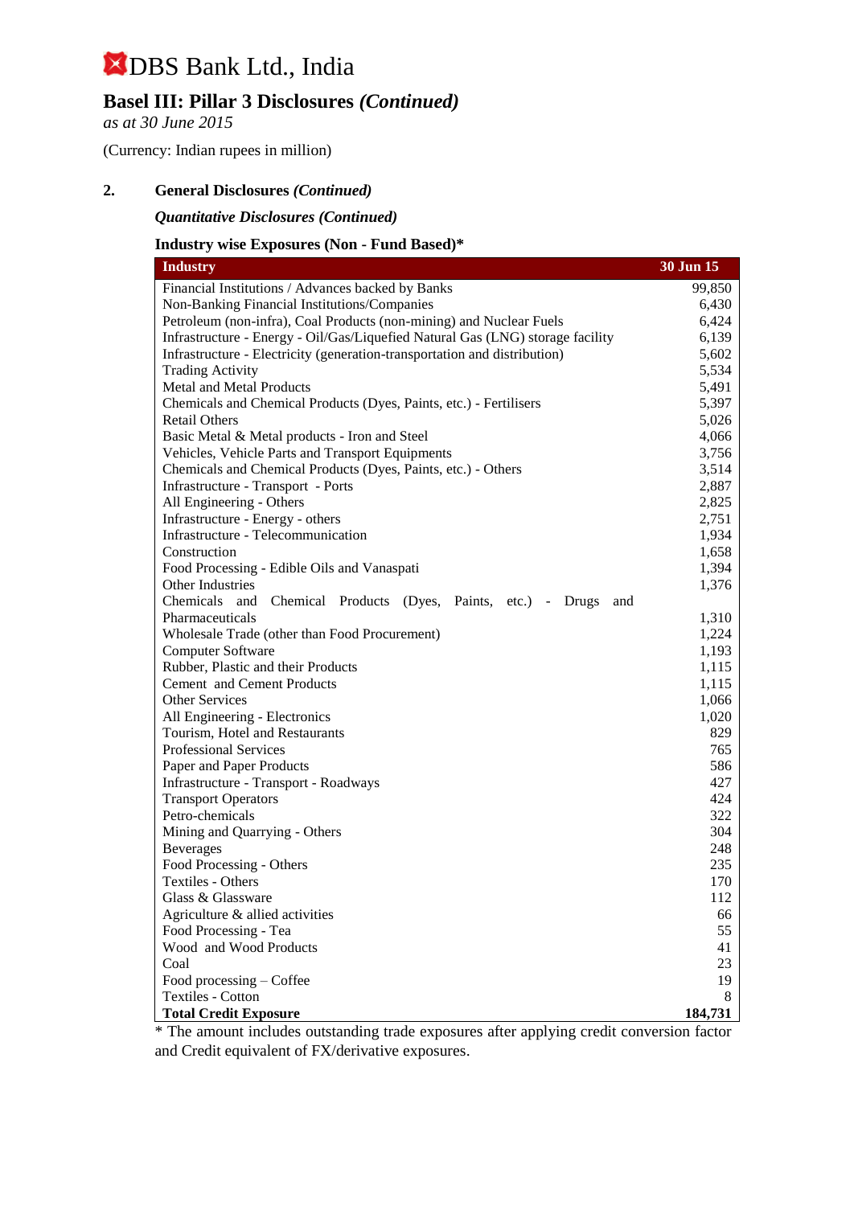# DBS Bank Ltd., India

## Basel III: Pillar 3 Disclosures *(Continued)*

*as at 30 June 2015*

(Currency: Indian rupees in million)

### 2. General Disclosures *(Continued)*

***Quantitative Disclosures (Continued)***

**Industry wise Exposures (Non - Fund Based)***

| Industry | 30 Jun 15 |
|---|---|
| Financial Institutions / Advances backed by Banks | 99,850 |
| Non-Banking Financial Institutions/Companies | 6,430 |
| Petroleum (non-infra), Coal Products (non-mining) and Nuclear Fuels | 6,424 |
| Infrastructure - Energy - Oil/Gas/Liquefied Natural Gas (LNG) storage facility | 6,139 |
| Infrastructure - Electricity (generation-transportation and distribution) | 5,602 |
| Trading Activity | 5,534 |
| Metal and Metal Products | 5,491 |
| Chemicals and Chemical Products (Dyes, Paints, etc.) - Fertilisers | 5,397 |
| Retail Others | 5,026 |
| Basic Metal & Metal products - Iron and Steel | 4,066 |
| Vehicles, Vehicle Parts and Transport Equipments | 3,756 |
| Chemicals and Chemical Products (Dyes, Paints, etc.) - Others | 3,514 |
| Infrastructure - Transport - Ports | 2,887 |
| All Engineering - Others | 2,825 |
| Infrastructure - Energy - others | 2,751 |
| Infrastructure - Telecommunication | 1,934 |
| Construction | 1,658 |
| Food Processing - Edible Oils and Vanaspati | 1,394 |
| Other Industries | 1,376 |
| Chemicals and Chemical Products (Dyes, Paints, etc.) - Drugs and Pharmaceuticals | 1,310 |
| Wholesale Trade (other than Food Procurement) | 1,224 |
| Computer Software | 1,193 |
| Rubber, Plastic and their Products | 1,115 |
| Cement and Cement Products | 1,115 |
| Other Services | 1,066 |
| All Engineering - Electronics | 1,020 |
| Tourism, Hotel and Restaurants | 829 |
| Professional Services | 765 |
| Paper and Paper Products | 586 |
| Infrastructure - Transport - Roadways | 427 |
| Transport Operators | 424 |
| Petro-chemicals | 322 |
| Mining and Quarrying - Others | 304 |
| Beverages | 248 |
| Food Processing - Others | 235 |
| Textiles - Others | 170 |
| Glass & Glassware | 112 |
| Agriculture & allied activities | 66 |
| Food Processing - Tea | 55 |
| Wood and Wood Products | 41 |
| Coal | 23 |
| Food processing – Coffee | 19 |
| Textiles - Cotton | 8 |
| **Total Credit Exposure** | **184,731** |

* The amount includes outstanding trade exposures after applying credit conversion factor and Credit equivalent of FX/derivative exposures.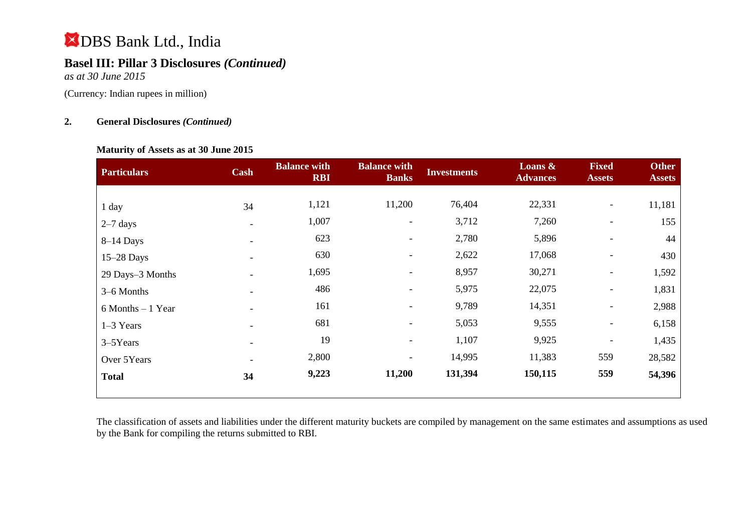# DBS Bank Ltd., India

## Basel III: Pillar 3 Disclosures *(Continued)*

*as at 30 June 2015*

(Currency: Indian rupees in million)

### 2. General Disclosures *(Continued)*

**Maturity of Assets as at 30 June 2015**

| Particulars | Cash | Balance with RBI | Balance with Banks | Investments | Loans & Advances | Fixed Assets | Other Assets |
|---|---|---|---|---|---|---|---|
| 1 day | 34 | 1,121 | 11,200 | 76,404 | 22,331 | - | 11,181 |
| 2–7 days | - | 1,007 | - | 3,712 | 7,260 | - | 155 |
| 8–14 Days | - | 623 | - | 2,780 | 5,896 | - | 44 |
| 15–28 Days | - | 630 | - | 2,622 | 17,068 | - | 430 |
| 29 Days–3 Months | - | 1,695 | - | 8,957 | 30,271 | - | 1,592 |
| 3–6 Months | - | 486 | - | 5,975 | 22,075 | - | 1,831 |
| 6 Months – 1 Year | - | 161 | - | 9,789 | 14,351 | - | 2,988 |
| 1–3 Years | - | 681 | - | 5,053 | 9,555 | - | 6,158 |
| 3–5Years | - | 19 | - | 1,107 | 9,925 | - | 1,435 |
| Over 5Years | - | 2,800 | - | 14,995 | 11,383 | 559 | 28,582 |
| **Total** | **34** | **9,223** | **11,200** | **131,394** | **150,115** | **559** | **54,396** |

The classification of assets and liabilities under the different maturity buckets are compiled by management on the same estimates and assumptions as used by the Bank for compiling the returns submitted to RBI.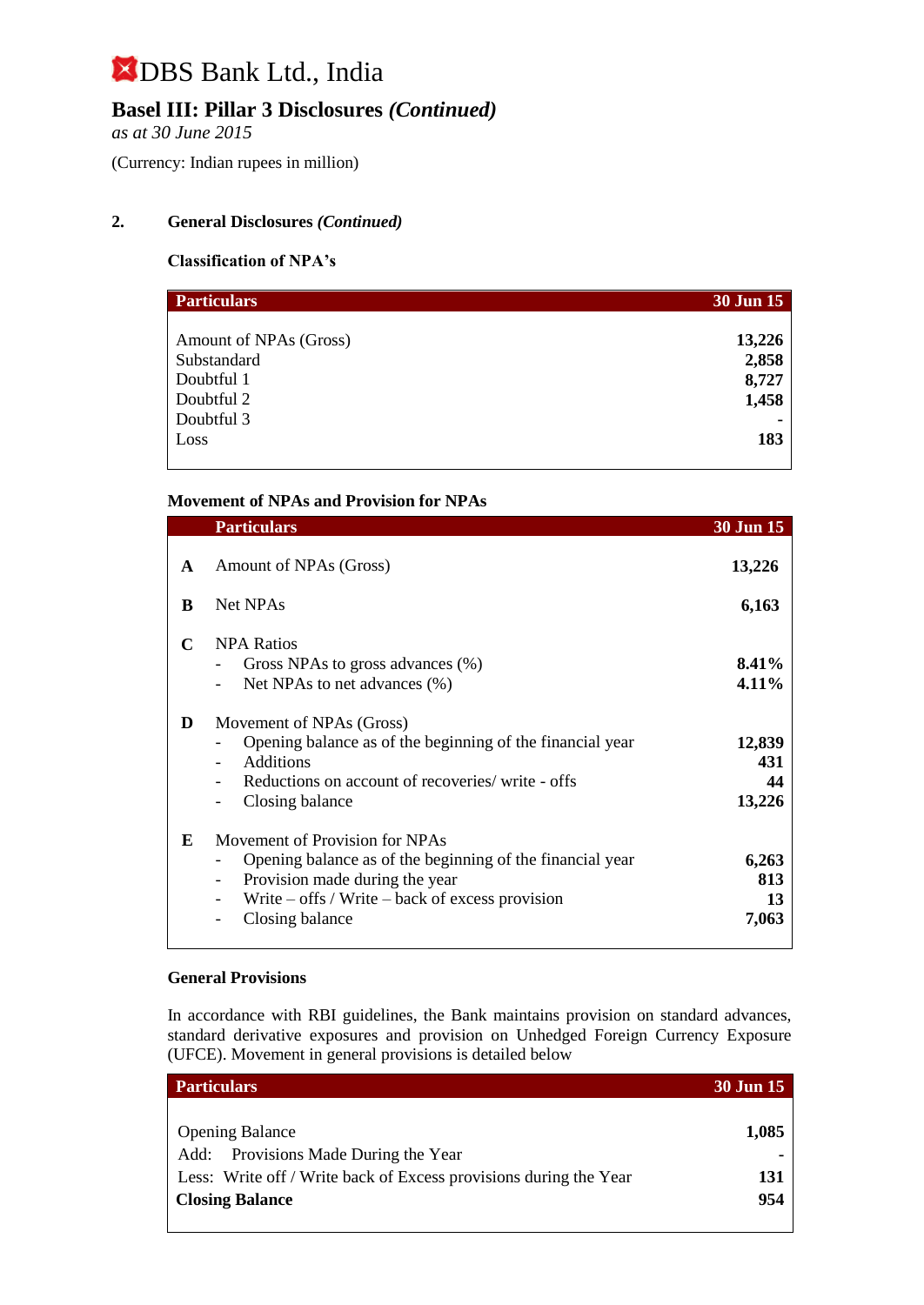# DBS Bank Ltd., India

## Basel III: Pillar 3 Disclosures *(Continued)*

*as at 30 June 2015*

(Currency: Indian rupees in million)

### 2. General Disclosures *(Continued)*

**Classification of NPA's**

| Particulars | 30 Jun 15 |
|---|---|
| Amount of NPAs (Gross) | **13,226** |
| Substandard | **2,858** |
| Doubtful 1 | **8,727** |
| Doubtful 2 | **1,458** |
| Doubtful 3 | **-** |
| Loss | **183** |

**Movement of NPAs and Provision for NPAs**

| | Particulars | 30 Jun 15 |
|---|---|---|
| **A** | Amount of NPAs (Gross) | **13,226** |
| **B** | Net NPAs | **6,163** |
| **C** | NPA Ratios | |
| | - Gross NPAs to gross advances (%) | **8.41%** |
| | - Net NPAs to net advances (%) | **4.11%** |
| **D** | Movement of NPAs (Gross) | |
| | - Opening balance as of the beginning of the financial year | **12,839** |
| | - Additions | **431** |
| | - Reductions on account of recoveries/ write - offs | **44** |
| | - Closing balance | **13,226** |
| **E** | Movement of Provision for NPAs | |
| | - Opening balance as of the beginning of the financial year | **6,263** |
| | - Provision made during the year | **813** |
| | - Write – offs / Write – back of excess provision | **13** |
| | - Closing balance | **7,063** |

**General Provisions**

In accordance with RBI guidelines, the Bank maintains provision on standard advances, standard derivative exposures and provision on Unhedged Foreign Currency Exposure (UFCE). Movement in general provisions is detailed below

| Particulars | 30 Jun 15 |
|---|---|
| Opening Balance | **1,085** |
| Add: Provisions Made During the Year | **-** |
| Less: Write off / Write back of Excess provisions during the Year | **131** |
| **Closing Balance** | **954** |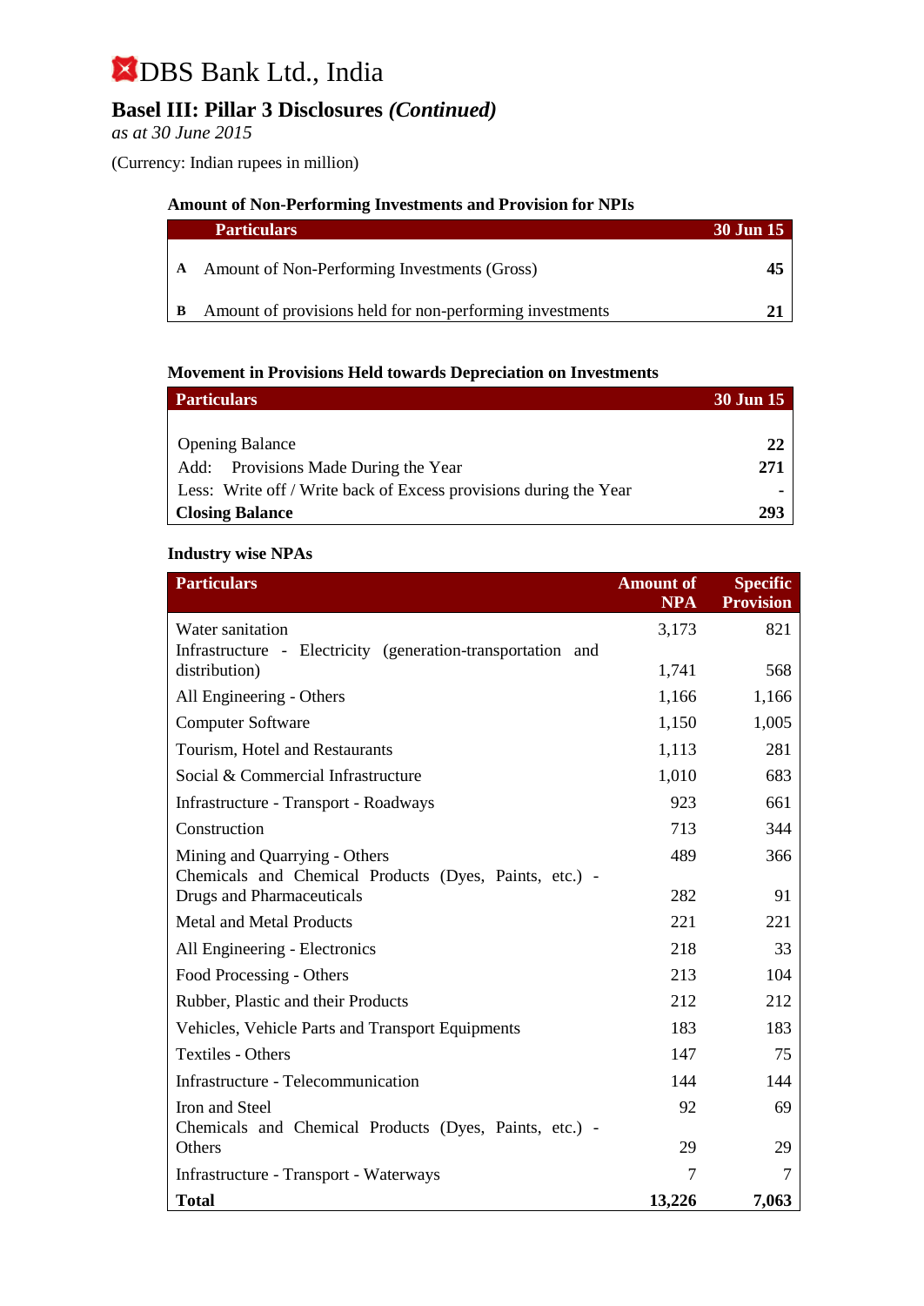DBS Bank Ltd., India

# Basel III: Pillar 3 Disclosures *(Continued)*

*as at 30 June 2015*

(Currency: Indian rupees in million)

### Amount of Non-Performing Investments and Provision for NPIs

| | Particulars | 30 Jun 15 |
|---|---|---|
| A | Amount of Non-Performing Investments (Gross) | **45** |
| B | Amount of provisions held for non-performing investments | **21** |

### Movement in Provisions Held towards Depreciation on Investments

| Particulars | 30 Jun 15 |
|---|---|
| Opening Balance | **22** |
| Add: Provisions Made During the Year | **271** |
| Less: Write off / Write back of Excess provisions during the Year | **-** |
| **Closing Balance** | **293** |

### Industry wise NPAs

| Particulars | Amount of NPA | Specific Provision |
|---|---|---|
| Water sanitation | 3,173 | 821 |
| Infrastructure - Electricity (generation-transportation and distribution) | 1,741 | 568 |
| All Engineering - Others | 1,166 | 1,166 |
| Computer Software | 1,150 | 1,005 |
| Tourism, Hotel and Restaurants | 1,113 | 281 |
| Social & Commercial Infrastructure | 1,010 | 683 |
| Infrastructure - Transport - Roadways | 923 | 661 |
| Construction | 713 | 344 |
| Mining and Quarrying - Others | 489 | 366 |
| Chemicals and Chemical Products (Dyes, Paints, etc.) - Drugs and Pharmaceuticals | 282 | 91 |
| Metal and Metal Products | 221 | 221 |
| All Engineering - Electronics | 218 | 33 |
| Food Processing - Others | 213 | 104 |
| Rubber, Plastic and their Products | 212 | 212 |
| Vehicles, Vehicle Parts and Transport Equipments | 183 | 183 |
| Textiles - Others | 147 | 75 |
| Infrastructure - Telecommunication | 144 | 144 |
| Iron and Steel | 92 | 69 |
| Chemicals and Chemical Products (Dyes, Paints, etc.) - Others | 29 | 29 |
| Infrastructure - Transport - Waterways | 7 | 7 |
| **Total** | **13,226** | **7,063** |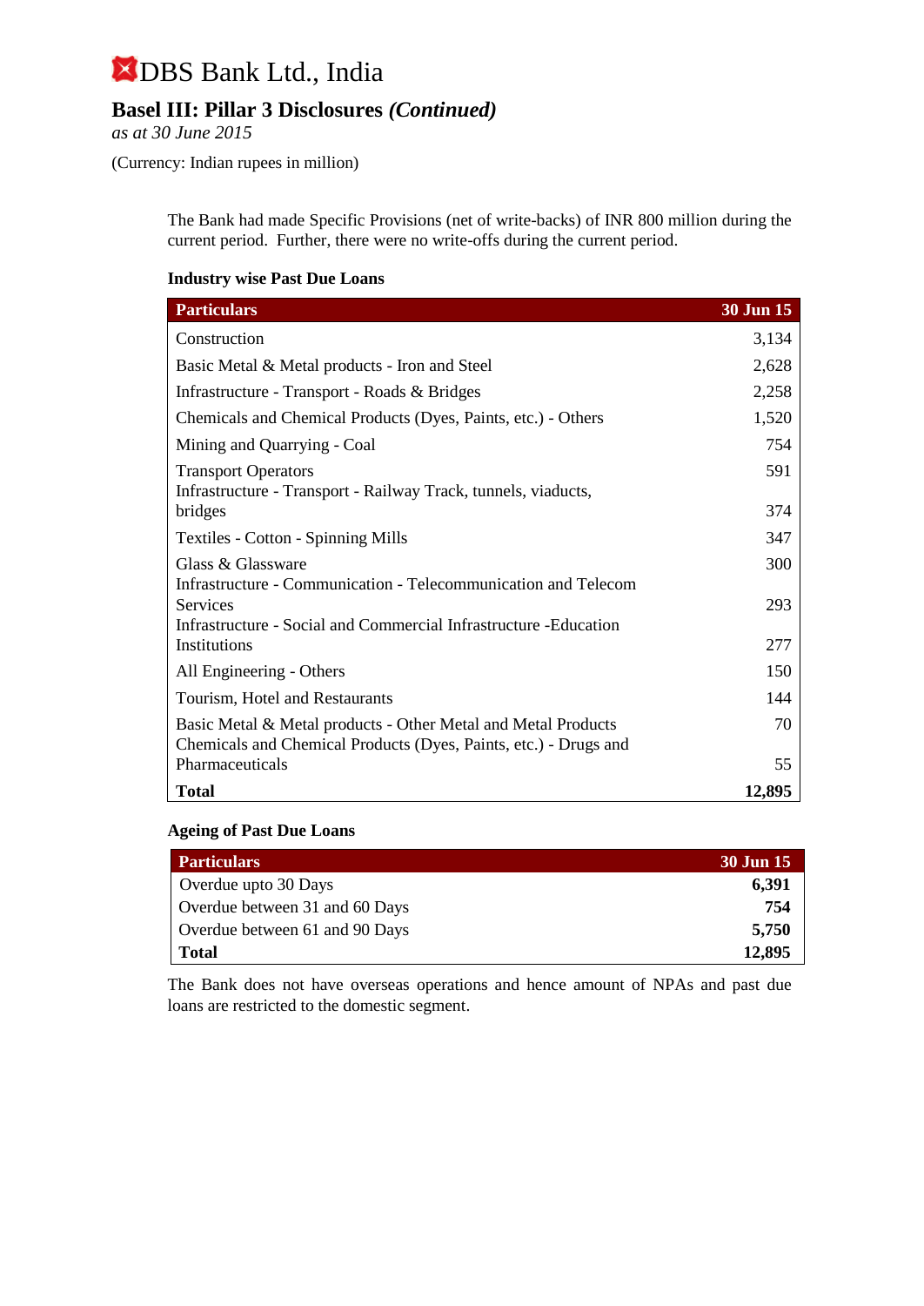# DBS Bank Ltd., India

## Basel III: Pillar 3 Disclosures *(Continued)*

*as at 30 June 2015*

(Currency: Indian rupees in million)

The Bank had made Specific Provisions (net of write-backs) of INR 800 million during the current period. Further, there were no write-offs during the current period.

**Industry wise Past Due Loans**

| Particulars | 30 Jun 15 |
|---|---|
| Construction | 3,134 |
| Basic Metal & Metal products - Iron and Steel | 2,628 |
| Infrastructure - Transport - Roads & Bridges | 2,258 |
| Chemicals and Chemical Products (Dyes, Paints, etc.) - Others | 1,520 |
| Mining and Quarrying - Coal | 754 |
| Transport Operators | 591 |
| Infrastructure - Transport - Railway Track, tunnels, viaducts, bridges | 374 |
| Textiles - Cotton - Spinning Mills | 347 |
| Glass & Glassware | 300 |
| Infrastructure - Communication - Telecommunication and Telecom Services | 293 |
| Infrastructure - Social and Commercial Infrastructure -Education Institutions | 277 |
| All Engineering - Others | 150 |
| Tourism, Hotel and Restaurants | 144 |
| Basic Metal & Metal products - Other Metal and Metal Products | 70 |
| Chemicals and Chemical Products (Dyes, Paints, etc.) - Drugs and Pharmaceuticals | 55 |
| **Total** | **12,895** |

**Ageing of Past Due Loans**

| Particulars | 30 Jun 15 |
|---|---|
| Overdue upto 30 Days | **6,391** |
| Overdue between 31 and 60 Days | **754** |
| Overdue between 61 and 90 Days | **5,750** |
| **Total** | **12,895** |

The Bank does not have overseas operations and hence amount of NPAs and past due loans are restricted to the domestic segment.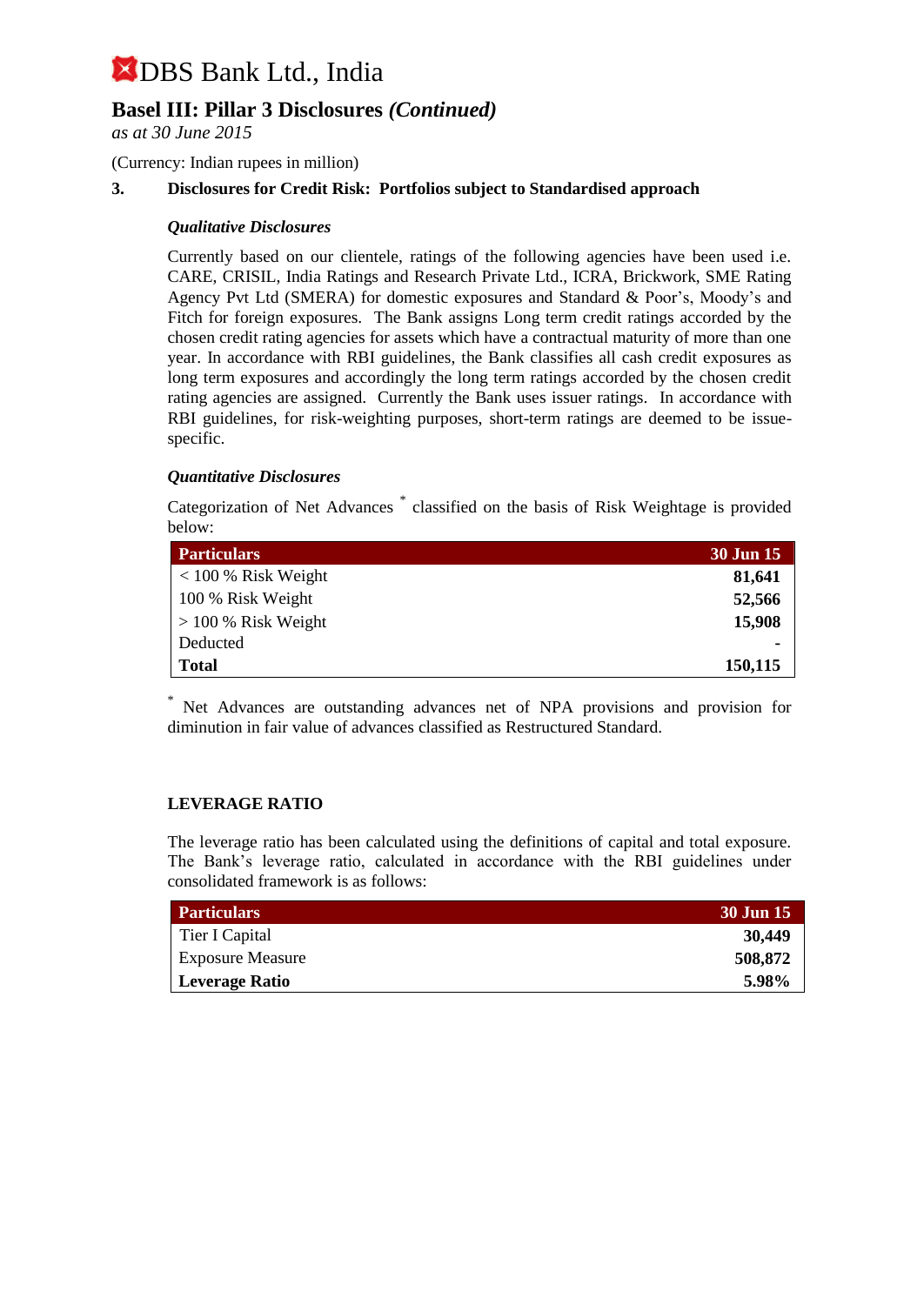# DBS Bank Ltd., India

## Basel III: Pillar 3 Disclosures *(Continued)*

*as at 30 June 2015*

(Currency: Indian rupees in million)

### 3. Disclosures for Credit Risk: Portfolios subject to Standardised approach

***Qualitative Disclosures***

Currently based on our clientele, ratings of the following agencies have been used i.e. CARE, CRISIL, India Ratings and Research Private Ltd., ICRA, Brickwork, SME Rating Agency Pvt Ltd (SMERA) for domestic exposures and Standard & Poor's, Moody's and Fitch for foreign exposures. The Bank assigns Long term credit ratings accorded by the chosen credit rating agencies for assets which have a contractual maturity of more than one year. In accordance with RBI guidelines, the Bank classifies all cash credit exposures as long term exposures and accordingly the long term ratings accorded by the chosen credit rating agencies are assigned. Currently the Bank uses issuer ratings. In accordance with RBI guidelines, for risk-weighting purposes, short-term ratings are deemed to be issue-specific.

***Quantitative Disclosures***

Categorization of Net Advances * classified on the basis of Risk Weightage is provided below:

| Particulars | 30 Jun 15 |
|---|---|
| < 100 % Risk Weight | **81,641** |
| 100 % Risk Weight | **52,566** |
| > 100 % Risk Weight | **15,908** |
| Deducted | **-** |
| **Total** | **150,115** |

* Net Advances are outstanding advances net of NPA provisions and provision for diminution in fair value of advances classified as Restructured Standard.

**LEVERAGE RATIO**

The leverage ratio has been calculated using the definitions of capital and total exposure. The Bank's leverage ratio, calculated in accordance with the RBI guidelines under consolidated framework is as follows:

| Particulars | 30 Jun 15 |
|---|---|
| Tier I Capital | **30,449** |
| Exposure Measure | **508,872** |
| **Leverage Ratio** | **5.98%** |